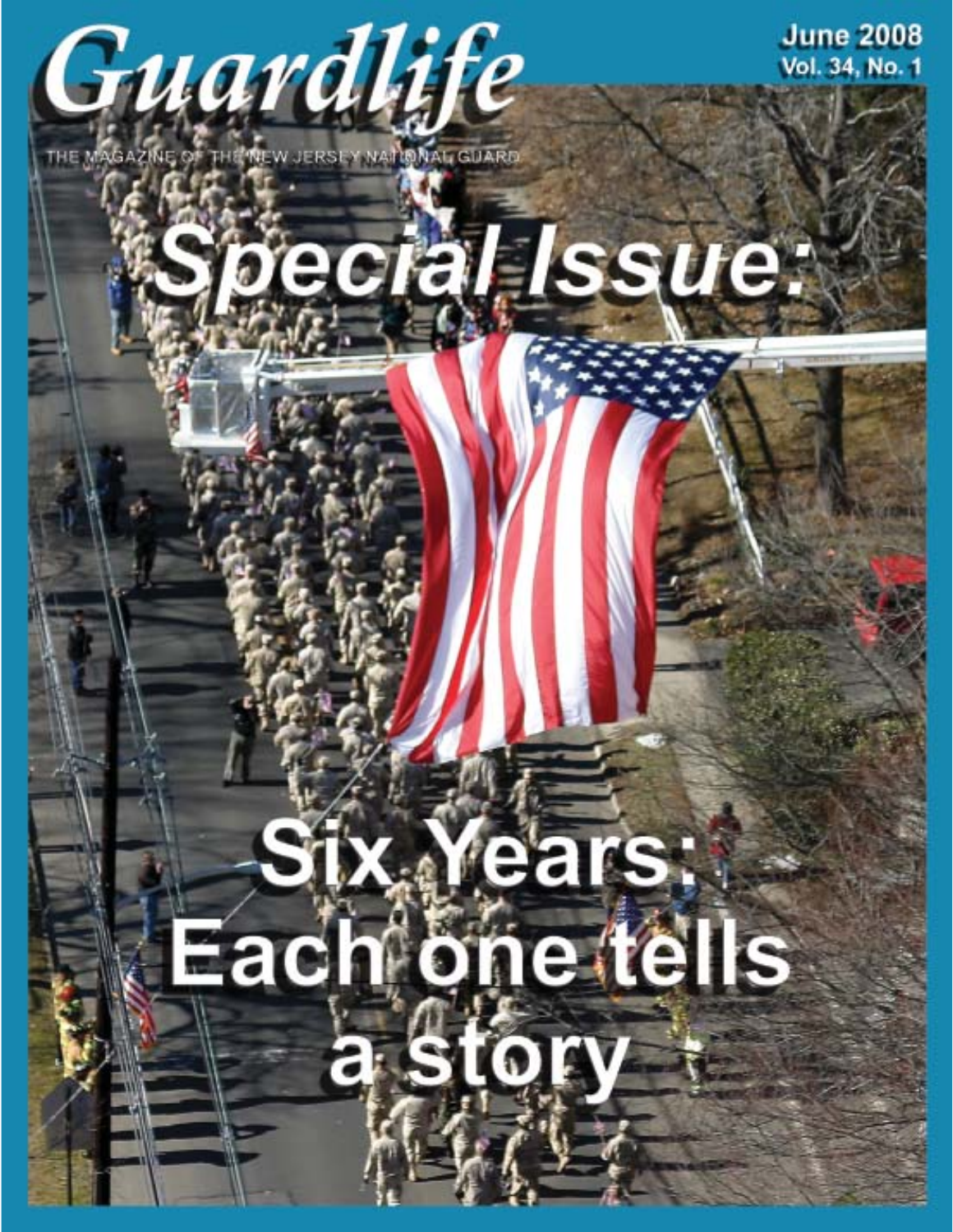# Guardlife

THE MAGAZINE OF THE NEW JERSEY NATIONAL GUARD

June 2008
Vol. 34, No. 1

## Special Issue:

## Six Years: Each one tells a story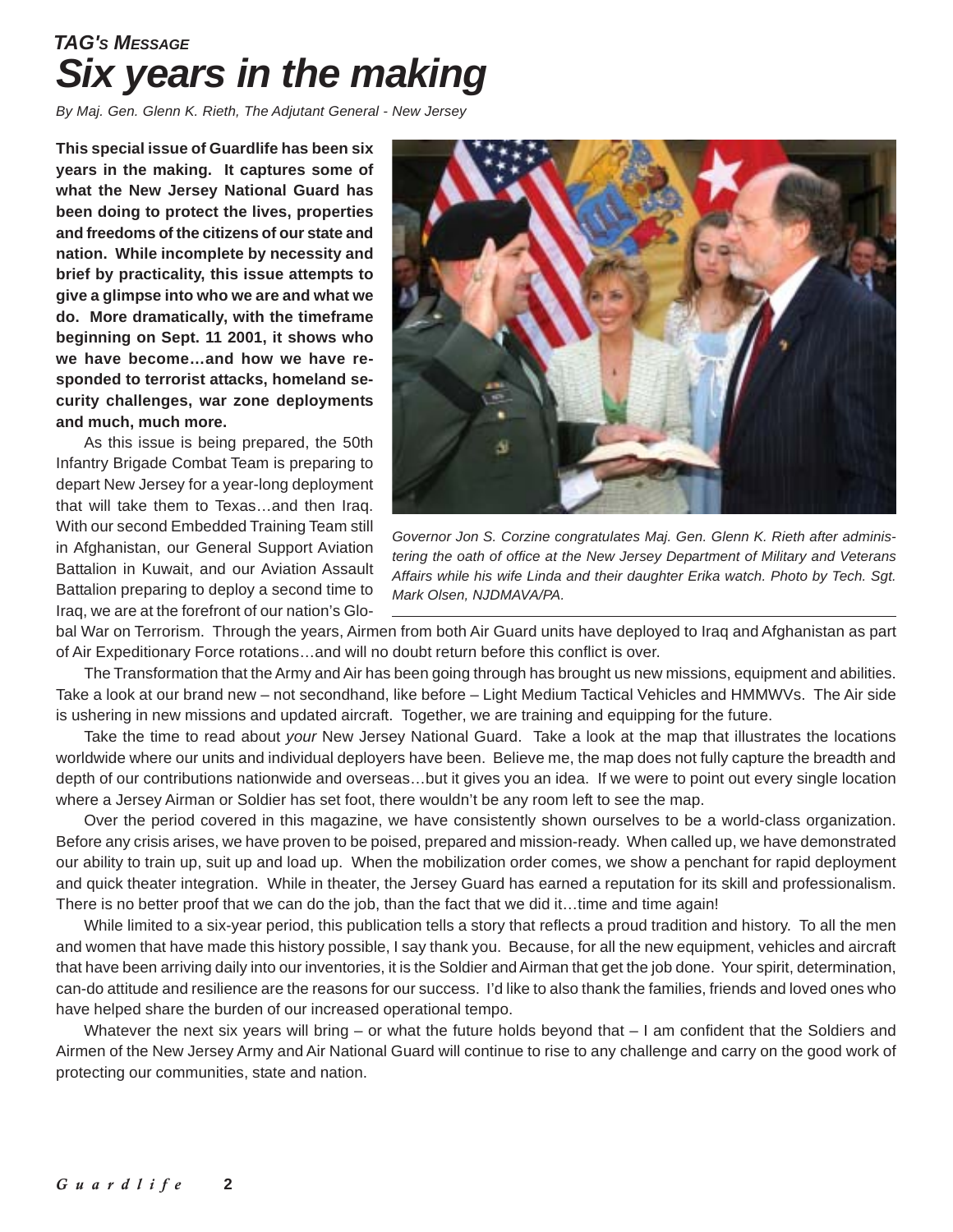*TAG'S MESSAGE*

# *Six years in the making*

*By Maj. Gen. Glenn K. Rieth, The Adjutant General - New Jersey*

**This special issue of Guardlife has been six years in the making. It captures some of what the New Jersey National Guard has been doing to protect the lives, properties and freedoms of the citizens of our state and nation. While incomplete by necessity and brief by practicality, this issue attempts to give a glimpse into who we are and what we do. More dramatically, with the timeframe beginning on Sept. 11 2001, it shows who we have become…and how we have responded to terrorist attacks, homeland security challenges, war zone deployments and much, much more.**

As this issue is being prepared, the 50th Infantry Brigade Combat Team is preparing to depart New Jersey for a year-long deployment that will take them to Texas…and then Iraq. With our second Embedded Training Team still in Afghanistan, our General Support Aviation Battalion in Kuwait, and our Aviation Assault Battalion preparing to deploy a second time to Iraq, we are at the forefront of our nation's Global War on Terrorism. Through the years, Airmen from both Air Guard units have deployed to Iraq and Afghanistan as part of Air Expeditionary Force rotations…and will no doubt return before this conflict is over.

*Governor Jon S. Corzine congratulates Maj. Gen. Glenn K. Rieth after administering the oath of office at the New Jersey Department of Military and Veterans Affairs while his wife Linda and their daughter Erika watch. Photo by Tech. Sgt. Mark Olsen, NJDMAVA/PA.*

The Transformation that the Army and Air has been going through has brought us new missions, equipment and abilities. Take a look at our brand new – not secondhand, like before – Light Medium Tactical Vehicles and HMMWVs. The Air side is ushering in new missions and updated aircraft. Together, we are training and equipping for the future.

Take the time to read about *your* New Jersey National Guard. Take a look at the map that illustrates the locations worldwide where our units and individual deployers have been. Believe me, the map does not fully capture the breadth and depth of our contributions nationwide and overseas…but it gives you an idea. If we were to point out every single location where a Jersey Airman or Soldier has set foot, there wouldn't be any room left to see the map.

Over the period covered in this magazine, we have consistently shown ourselves to be a world-class organization. Before any crisis arises, we have proven to be poised, prepared and mission-ready. When called up, we have demonstrated our ability to train up, suit up and load up. When the mobilization order comes, we show a penchant for rapid deployment and quick theater integration. While in theater, the Jersey Guard has earned a reputation for its skill and professionalism. There is no better proof that we can do the job, than the fact that we did it…time and time again!

While limited to a six-year period, this publication tells a story that reflects a proud tradition and history. To all the men and women that have made this history possible, I say thank you. Because, for all the new equipment, vehicles and aircraft that have been arriving daily into our inventories, it is the Soldier and Airman that get the job done. Your spirit, determination, can-do attitude and resilience are the reasons for our success. I'd like to also thank the families, friends and loved ones who have helped share the burden of our increased operational tempo.

Whatever the next six years will bring – or what the future holds beyond that – I am confident that the Soldiers and Airmen of the New Jersey Army and Air National Guard will continue to rise to any challenge and carry on the good work of protecting our communities, state and nation.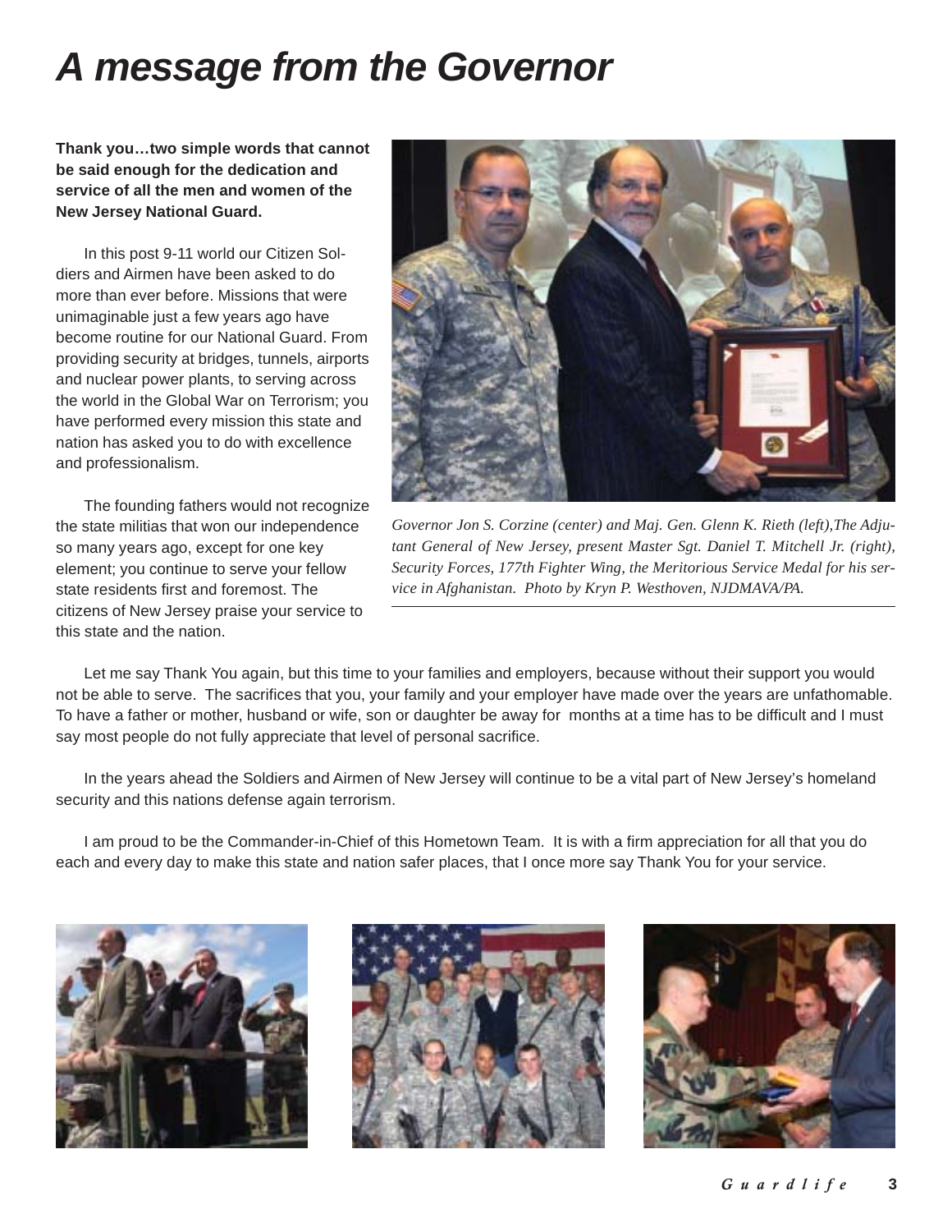# A message from the Governor

**Thank you…two simple words that cannot be said enough for the dedication and service of all the men and women of the New Jersey National Guard.**

In this post 9-11 world our Citizen Soldiers and Airmen have been asked to do more than ever before. Missions that were unimaginable just a few years ago have become routine for our National Guard. From providing security at bridges, tunnels, airports and nuclear power plants, to serving across the world in the Global War on Terrorism; you have performed every mission this state and nation has asked you to do with excellence and professionalism.

The founding fathers would not recognize the state militias that won our independence so many years ago, except for one key element; you continue to serve your fellow state residents first and foremost. The citizens of New Jersey praise your service to this state and the nation.

*Governor Jon S. Corzine (center) and Maj. Gen. Glenn K. Rieth (left),The Adjutant General of New Jersey, present Master Sgt. Daniel T. Mitchell Jr. (right), Security Forces, 177th Fighter Wing, the Meritorious Service Medal for his service in Afghanistan. Photo by Kryn P. Westhoven, NJDMAVA/PA.*

Let me say Thank You again, but this time to your families and employers, because without their support you would not be able to serve. The sacrifices that you, your family and your employer have made over the years are unfathomable. To have a father or mother, husband or wife, son or daughter be away for months at a time has to be difficult and I must say most people do not fully appreciate that level of personal sacrifice.

In the years ahead the Soldiers and Airmen of New Jersey will continue to be a vital part of New Jersey's homeland security and this nations defense again terrorism.

I am proud to be the Commander-in-Chief of this Hometown Team. It is with a firm appreciation for all that you do each and every day to make this state and nation safer places, that I once more say Thank You for your service.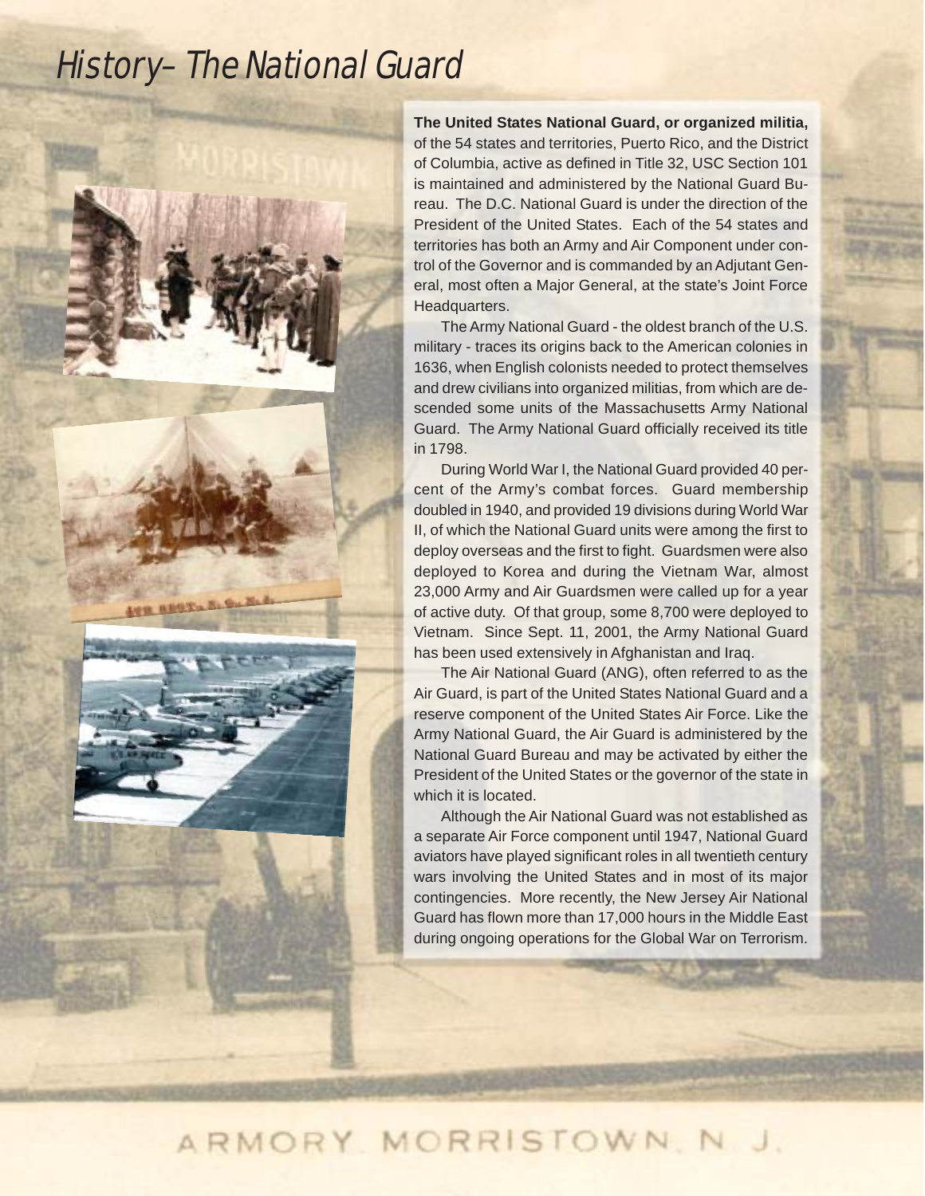# History– The National Guard

**The United States National Guard, or organized militia,** of the 54 states and territories, Puerto Rico, and the District of Columbia, active as defined in Title 32, USC Section 101 is maintained and administered by the National Guard Bureau. The D.C. National Guard is under the direction of the President of the United States. Each of the 54 states and territories has both an Army and Air Component under control of the Governor and is commanded by an Adjutant General, most often a Major General, at the state's Joint Force Headquarters.

The Army National Guard - the oldest branch of the U.S. military - traces its origins back to the American colonies in 1636, when English colonists needed to protect themselves and drew civilians into organized militias, from which are descended some units of the Massachusetts Army National Guard. The Army National Guard officially received its title in 1798.

During World War I, the National Guard provided 40 percent of the Army's combat forces. Guard membership doubled in 1940, and provided 19 divisions during World War II, of which the National Guard units were among the first to deploy overseas and the first to fight. Guardsmen were also deployed to Korea and during the Vietnam War, almost 23,000 Army and Air Guardsmen were called up for a year of active duty. Of that group, some 8,700 were deployed to Vietnam. Since Sept. 11, 2001, the Army National Guard has been used extensively in Afghanistan and Iraq.

The Air National Guard (ANG), often referred to as the Air Guard, is part of the United States National Guard and a reserve component of the United States Air Force. Like the Army National Guard, the Air Guard is administered by the National Guard Bureau and may be activated by either the President of the United States or the governor of the state in which it is located.

Although the Air National Guard was not established as a separate Air Force component until 1947, National Guard aviators have played significant roles in all twentieth century wars involving the United States and in most of its major contingencies. More recently, the New Jersey Air National Guard has flown more than 17,000 hours in the Middle East during ongoing operations for the Global War on Terrorism.

ARMORY MORRISTOWN, N. J.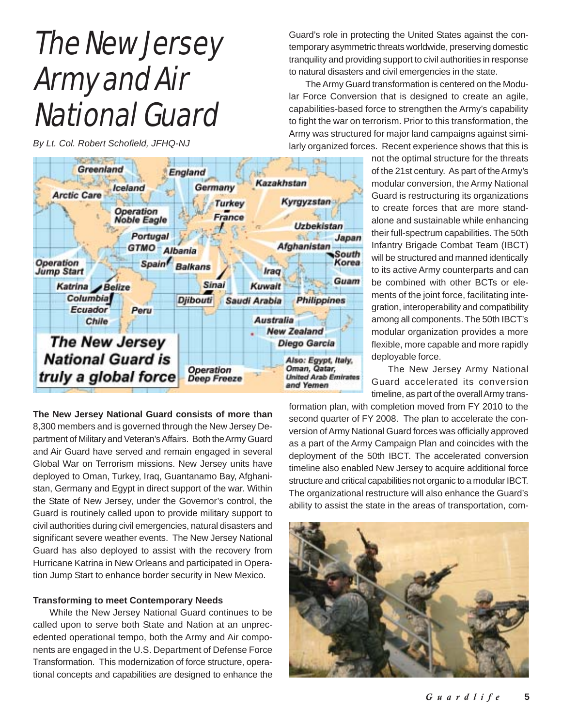# The New Jersey Army and Air National Guard

*By Lt. Col. Robert Schofield, JFHQ-NJ*

**The New Jersey National Guard consists of more than** 8,300 members and is governed through the New Jersey Department of Military and Veteran's Affairs. Both the Army Guard and Air Guard have served and remain engaged in several Global War on Terrorism missions. New Jersey units have deployed to Oman, Turkey, Iraq, Guantanamo Bay, Afghanistan, Germany and Egypt in direct support of the war. Within the State of New Jersey, under the Governor's control, the Guard is routinely called upon to provide military support to civil authorities during civil emergencies, natural disasters and significant severe weather events. The New Jersey National Guard has also deployed to assist with the recovery from Hurricane Katrina in New Orleans and participated in Operation Jump Start to enhance border security in New Mexico.

### Transforming to meet Contemporary Needs

While the New Jersey National Guard continues to be called upon to serve both State and Nation at an unprecedented operational tempo, both the Army and Air components are engaged in the U.S. Department of Defense Force Transformation. This modernization of force structure, operational concepts and capabilities are designed to enhance the Guard's role in protecting the United States against the contemporary asymmetric threats worldwide, preserving domestic tranquility and providing support to civil authorities in response to natural disasters and civil emergencies in the state.

The Army Guard transformation is centered on the Modular Force Conversion that is designed to create an agile, capabilities-based force to strengthen the Army's capability to fight the war on terrorism. Prior to this transformation, the Army was structured for major land campaigns against similarly organized forces. Recent experience shows that this is not the optimal structure for the threats of the 21st century. As part of the Army's modular conversion, the Army National Guard is restructuring its organizations to create forces that are more standalone and sustainable while enhancing their full-spectrum capabilities. The 50th Infantry Brigade Combat Team (IBCT) will be structured and manned identically to its active Army counterparts and can be combined with other BCTs or elements of the joint force, facilitating integration, interoperability and compatibility among all components. The 50th IBCT's modular organization provides a more flexible, more capable and more rapidly deployable force.

The New Jersey Army National Guard accelerated its conversion timeline, as part of the overall Army transformation plan, with completion moved from FY 2010 to the second quarter of FY 2008. The plan to accelerate the conversion of Army National Guard forces was officially approved as a part of the Army Campaign Plan and coincides with the deployment of the 50th IBCT. The accelerated conversion timeline also enabled New Jersey to acquire additional force structure and critical capabilities not organic to a modular IBCT. The organizational restructure will also enhance the Guard's ability to assist the state in the areas of transportation, com-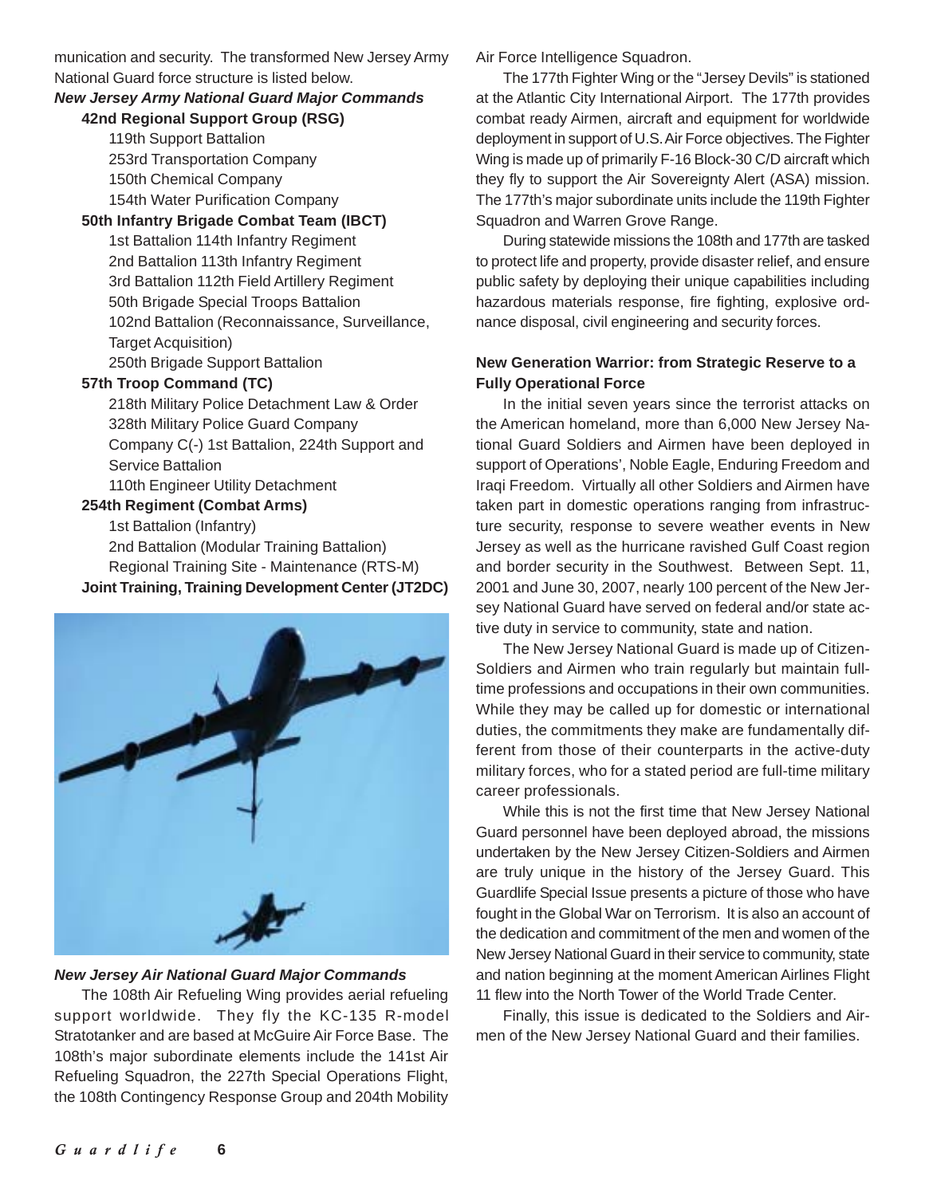munication and security. The transformed New Jersey Army National Guard force structure is listed below.

***New Jersey Army National Guard Major Commands***

**42nd Regional Support Group (RSG)**

- 119th Support Battalion
- 253rd Transportation Company
- 150th Chemical Company
- 154th Water Purification Company

**50th Infantry Brigade Combat Team (IBCT)**

- 1st Battalion 114th Infantry Regiment
- 2nd Battalion 113th Infantry Regiment
- 3rd Battalion 112th Field Artillery Regiment
- 50th Brigade Special Troops Battalion
- 102nd Battalion (Reconnaissance, Surveillance, Target Acquisition)
- 250th Brigade Support Battalion

**57th Troop Command (TC)**

- 218th Military Police Detachment Law & Order
- 328th Military Police Guard Company
- Company C(-) 1st Battalion, 224th Support and Service Battalion
- 110th Engineer Utility Detachment

**254th Regiment (Combat Arms)**

- 1st Battalion (Infantry)
- 2nd Battalion (Modular Training Battalion)
- Regional Training Site - Maintenance (RTS-M)

**Joint Training, Training Development Center (JT2DC)**

***New Jersey Air National Guard Major Commands***

The 108th Air Refueling Wing provides aerial refueling support worldwide. They fly the KC-135 R-model Stratotanker and are based at McGuire Air Force Base. The 108th's major subordinate elements include the 141st Air Refueling Squadron, the 227th Special Operations Flight, the 108th Contingency Response Group and 204th Mobility Air Force Intelligence Squadron.

The 177th Fighter Wing or the "Jersey Devils" is stationed at the Atlantic City International Airport. The 177th provides combat ready Airmen, aircraft and equipment for worldwide deployment in support of U.S. Air Force objectives. The Fighter Wing is made up of primarily F-16 Block-30 C/D aircraft which they fly to support the Air Sovereignty Alert (ASA) mission. The 177th's major subordinate units include the 119th Fighter Squadron and Warren Grove Range.

During statewide missions the 108th and 177th are tasked to protect life and property, provide disaster relief, and ensure public safety by deploying their unique capabilities including hazardous materials response, fire fighting, explosive ordnance disposal, civil engineering and security forces.

**New Generation Warrior: from Strategic Reserve to a Fully Operational Force**

In the initial seven years since the terrorist attacks on the American homeland, more than 6,000 New Jersey National Guard Soldiers and Airmen have been deployed in support of Operations', Noble Eagle, Enduring Freedom and Iraqi Freedom. Virtually all other Soldiers and Airmen have taken part in domestic operations ranging from infrastructure security, response to severe weather events in New Jersey as well as the hurricane ravished Gulf Coast region and border security in the Southwest. Between Sept. 11, 2001 and June 30, 2007, nearly 100 percent of the New Jersey National Guard have served on federal and/or state active duty in service to community, state and nation.

The New Jersey National Guard is made up of Citizen-Soldiers and Airmen who train regularly but maintain full-time professions and occupations in their own communities. While they may be called up for domestic or international duties, the commitments they make are fundamentally different from those of their counterparts in the active-duty military forces, who for a stated period are full-time military career professionals.

While this is not the first time that New Jersey National Guard personnel have been deployed abroad, the missions undertaken by the New Jersey Citizen-Soldiers and Airmen are truly unique in the history of the Jersey Guard. This Guardlife Special Issue presents a picture of those who have fought in the Global War on Terrorism. It is also an account of the dedication and commitment of the men and women of the New Jersey National Guard in their service to community, state and nation beginning at the moment American Airlines Flight 11 flew into the North Tower of the World Trade Center.

Finally, this issue is dedicated to the Soldiers and Airmen of the New Jersey National Guard and their families.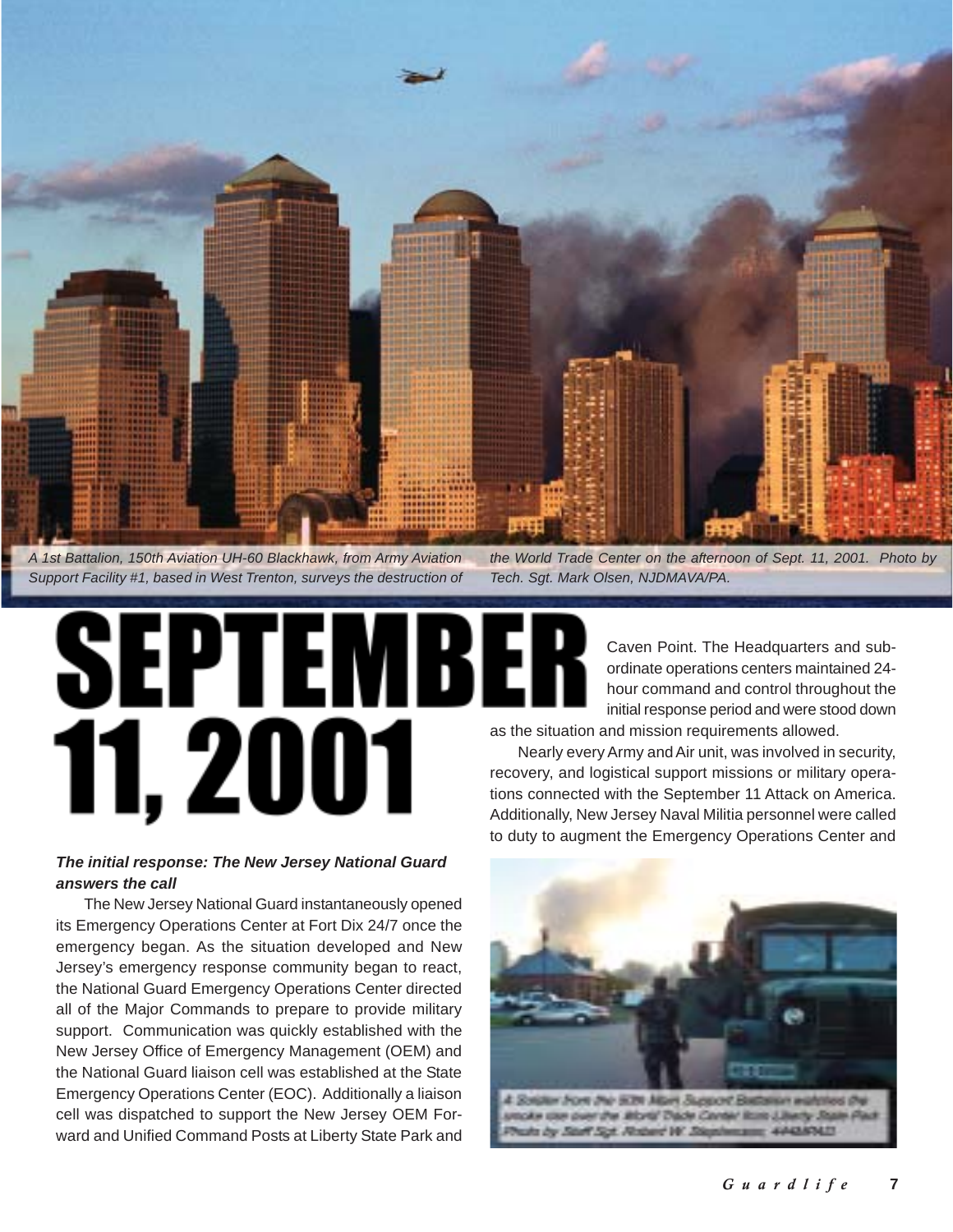A 1st Battalion, 150th Aviation UH-60 Blackhawk, from Army Aviation Support Facility #1, based in West Trenton, surveys the destruction of the World Trade Center on the afternoon of Sept. 11, 2001. Photo by Tech. Sgt. Mark Olsen, NJDMAVA/PA.

# SEPTEMBER 11, 2001

### *The initial response: The New Jersey National Guard answers the call*

The New Jersey National Guard instantaneously opened its Emergency Operations Center at Fort Dix 24/7 once the emergency began. As the situation developed and New Jersey's emergency response community began to react, the National Guard Emergency Operations Center directed all of the Major Commands to prepare to provide military support. Communication was quickly established with the New Jersey Office of Emergency Management (OEM) and the National Guard liaison cell was established at the State Emergency Operations Center (EOC). Additionally a liaison cell was dispatched to support the New Jersey OEM Forward and Unified Command Posts at Liberty State Park and Caven Point. The Headquarters and subordinate operations centers maintained 24-hour command and control throughout the initial response period and were stood down as the situation and mission requirements allowed.

Nearly every Army and Air unit, was involved in security, recovery, and logistical support missions or military operations connected with the September 11 Attack on America. Additionally, New Jersey Naval Militia personnel were called to duty to augment the Emergency Operations Center and

A Soldier from the 50th Main Support Battalion watches the smoke rise over the World Trade Center from Liberty State Park. Photo by Staff Sgt. Robert W. Stephenson, 444MPAD.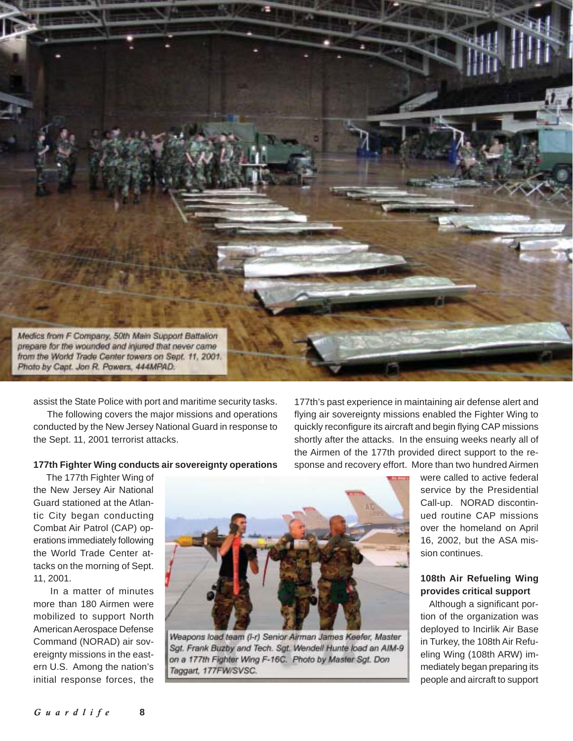Medics from F Company, 50th Main Support Battalion prepare for the wounded and injured that never came from the World Trade Center towers on Sept. 11, 2001. Photo by Capt. Jon R. Powers, 444MPAD.

assist the State Police with port and maritime security tasks.

The following covers the major missions and operations conducted by the New Jersey National Guard in response to the Sept. 11, 2001 terrorist attacks.

**177th Fighter Wing conducts air sovereignty operations**

The 177th Fighter Wing of the New Jersey Air National Guard stationed at the Atlantic City began conducting Combat Air Patrol (CAP) operations immediately following the World Trade Center attacks on the morning of Sept. 11, 2001.

In a matter of minutes more than 180 Airmen were mobilized to support North American Aerospace Defense Command (NORAD) air sovereignty missions in the eastern U.S. Among the nation's initial response forces, the 177th's past experience in maintaining air defense alert and flying air sovereignty missions enabled the Fighter Wing to quickly reconfigure its aircraft and begin flying CAP missions shortly after the attacks. In the ensuing weeks nearly all of the Airmen of the 177th provided direct support to the response and recovery effort. More than two hundred Airmen were called to active federal service by the Presidential Call-up. NORAD discontinued routine CAP missions over the homeland on April 16, 2002, but the ASA mission continues.

Weapons load team (l-r) Senior Airman James Keefer, Master Sgt. Frank Buzby and Tech. Sgt. Wendell Hunte load an AIM-9 on a 177th Fighter Wing F-16C. Photo by Master Sgt. Don Taggart, 177FW/SVSC.

**108th Air Refueling Wing provides critical support**

Although a significant portion of the organization was deployed to Incirlik Air Base in Turkey, the 108th Air Refueling Wing (108th ARW) immediately began preparing its people and aircraft to support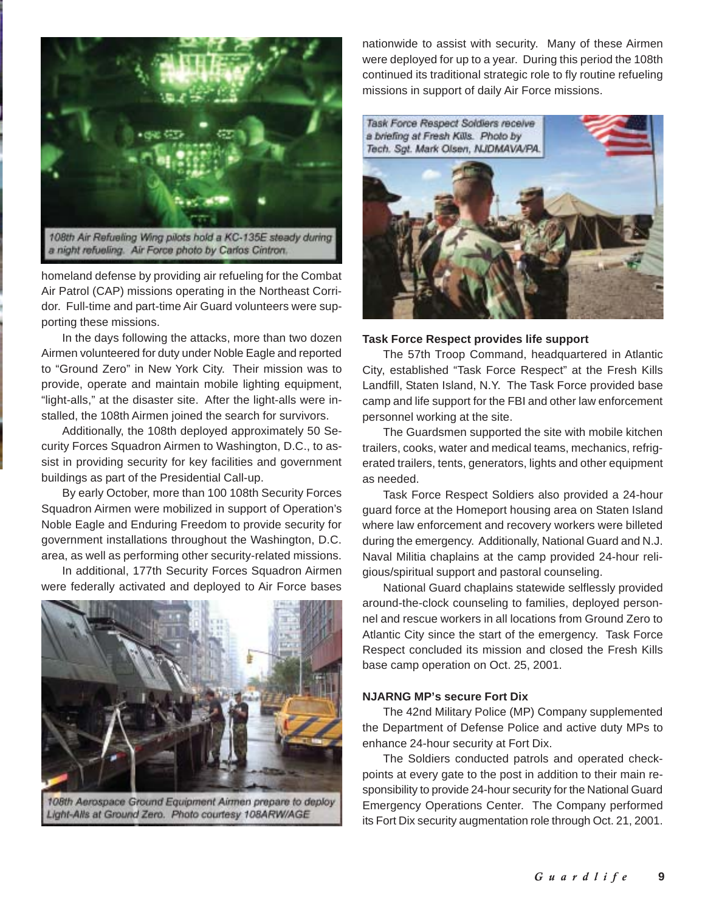108th Air Refueling Wing pilots hold a KC-135E steady during a night refueling. Air Force photo by Carlos Cintron.

homeland defense by providing air refueling for the Combat Air Patrol (CAP) missions operating in the Northeast Corridor. Full-time and part-time Air Guard volunteers were supporting these missions.

In the days following the attacks, more than two dozen Airmen volunteered for duty under Noble Eagle and reported to "Ground Zero" in New York City. Their mission was to provide, operate and maintain mobile lighting equipment, "light-alls," at the disaster site. After the light-alls were installed, the 108th Airmen joined the search for survivors.

Additionally, the 108th deployed approximately 50 Security Forces Squadron Airmen to Washington, D.C., to assist in providing security for key facilities and government buildings as part of the Presidential Call-up.

By early October, more than 100 108th Security Forces Squadron Airmen were mobilized in support of Operation's Noble Eagle and Enduring Freedom to provide security for government installations throughout the Washington, D.C. area, as well as performing other security-related missions.

In additional, 177th Security Forces Squadron Airmen were federally activated and deployed to Air Force bases nationwide to assist with security. Many of these Airmen were deployed for up to a year. During this period the 108th continued its traditional strategic role to fly routine refueling missions in support of daily Air Force missions.

108th Aerospace Ground Equipment Airmen prepare to deploy Light-Alls at Ground Zero. Photo courtesy 108ARW/AGE

Task Force Respect Soldiers receive a briefing at Fresh Kills. Photo by Tech. Sgt. Mark Olsen, NJDMAVA/PA.

**Task Force Respect provides life support**

The 57th Troop Command, headquartered in Atlantic City, established "Task Force Respect" at the Fresh Kills Landfill, Staten Island, N.Y. The Task Force provided base camp and life support for the FBI and other law enforcement personnel working at the site.

The Guardsmen supported the site with mobile kitchen trailers, cooks, water and medical teams, mechanics, refrigerated trailers, tents, generators, lights and other equipment as needed.

Task Force Respect Soldiers also provided a 24-hour guard force at the Homeport housing area on Staten Island where law enforcement and recovery workers were billeted during the emergency. Additionally, National Guard and N.J. Naval Militia chaplains at the camp provided 24-hour religious/spiritual support and pastoral counseling.

National Guard chaplains statewide selflessly provided around-the-clock counseling to families, deployed personnel and rescue workers in all locations from Ground Zero to Atlantic City since the start of the emergency. Task Force Respect concluded its mission and closed the Fresh Kills base camp operation on Oct. 25, 2001.

**NJARNG MP's secure Fort Dix**

The 42nd Military Police (MP) Company supplemented the Department of Defense Police and active duty MPs to enhance 24-hour security at Fort Dix.

The Soldiers conducted patrols and operated checkpoints at every gate to the post in addition to their main responsibility to provide 24-hour security for the National Guard Emergency Operations Center. The Company performed its Fort Dix security augmentation role through Oct. 21, 2001.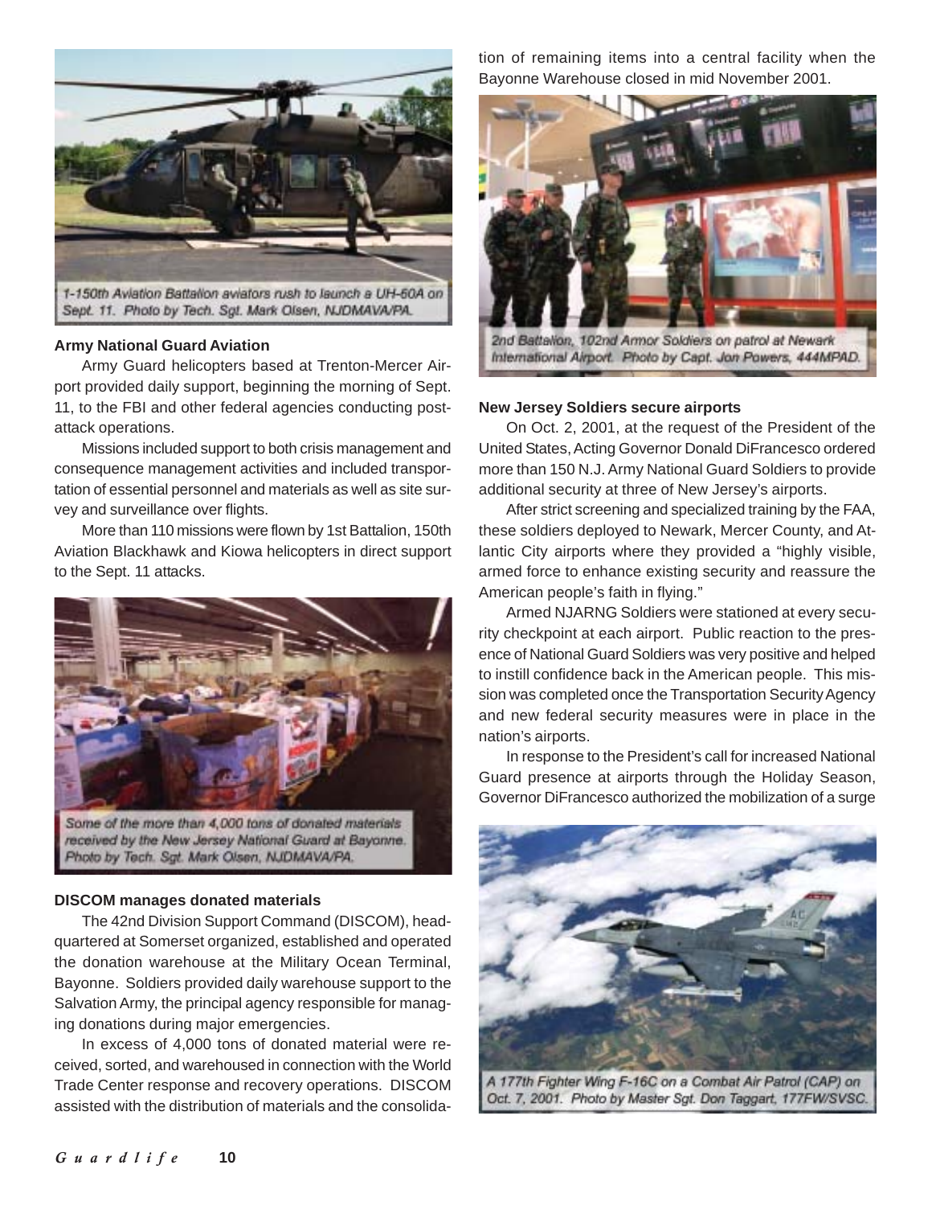1-150th Aviation Battalion aviators rush to launch a UH-60A on Sept. 11. Photo by Tech. Sgt. Mark Olsen, NJDMAVA/PA.

**Army National Guard Aviation**

Army Guard helicopters based at Trenton-Mercer Airport provided daily support, beginning the morning of Sept. 11, to the FBI and other federal agencies conducting post-attack operations.

Missions included support to both crisis management and consequence management activities and included transportation of essential personnel and materials as well as site survey and surveillance over flights.

More than 110 missions were flown by 1st Battalion, 150th Aviation Blackhawk and Kiowa helicopters in direct support to the Sept. 11 attacks.

Some of the more than 4,000 tons of donated materials received by the New Jersey National Guard at Bayonne. Photo by Tech. Sgt. Mark Olsen, NJDMAVA/PA.

**DISCOM manages donated materials**

The 42nd Division Support Command (DISCOM), headquartered at Somerset organized, established and operated the donation warehouse at the Military Ocean Terminal, Bayonne. Soldiers provided daily warehouse support to the Salvation Army, the principal agency responsible for managing donations during major emergencies.

In excess of 4,000 tons of donated material were received, sorted, and warehoused in connection with the World Trade Center response and recovery operations. DISCOM assisted with the distribution of materials and the consolidation of remaining items into a central facility when the Bayonne Warehouse closed in mid November 2001.

2nd Battalion, 102nd Armor Soldiers on patrol at Newark International Airport. Photo by Capt. Jon Powers, 444MPAD.

**New Jersey Soldiers secure airports**

On Oct. 2, 2001, at the request of the President of the United States, Acting Governor Donald DiFrancesco ordered more than 150 N.J. Army National Guard Soldiers to provide additional security at three of New Jersey's airports.

After strict screening and specialized training by the FAA, these soldiers deployed to Newark, Mercer County, and Atlantic City airports where they provided a "highly visible, armed force to enhance existing security and reassure the American people's faith in flying."

Armed NJARNG Soldiers were stationed at every security checkpoint at each airport. Public reaction to the presence of National Guard Soldiers was very positive and helped to instill confidence back in the American people. This mission was completed once the Transportation Security Agency and new federal security measures were in place in the nation's airports.

In response to the President's call for increased National Guard presence at airports through the Holiday Season, Governor DiFrancesco authorized the mobilization of a surge

A 177th Fighter Wing F-16C on a Combat Air Patrol (CAP) on Oct. 7, 2001. Photo by Master Sgt. Don Taggart, 177FW/SVSC.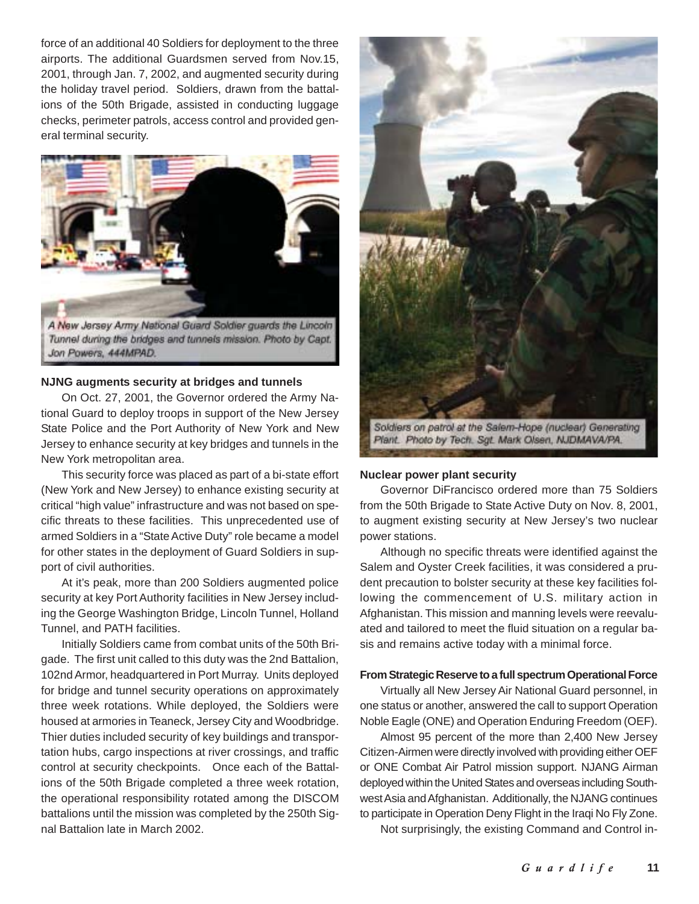force of an additional 40 Soldiers for deployment to the three airports. The additional Guardsmen served from Nov.15, 2001, through Jan. 7, 2002, and augmented security during the holiday travel period. Soldiers, drawn from the battalions of the 50th Brigade, assisted in conducting luggage checks, perimeter patrols, access control and provided general terminal security.

*A New Jersey Army National Guard Soldier guards the Lincoln Tunnel during the bridges and tunnels mission. Photo by Capt. Jon Powers, 444MPAD.*

**NJNG augments security at bridges and tunnels**

On Oct. 27, 2001, the Governor ordered the Army National Guard to deploy troops in support of the New Jersey State Police and the Port Authority of New York and New Jersey to enhance security at key bridges and tunnels in the New York metropolitan area.

This security force was placed as part of a bi-state effort (New York and New Jersey) to enhance existing security at critical "high value" infrastructure and was not based on specific threats to these facilities. This unprecedented use of armed Soldiers in a "State Active Duty" role became a model for other states in the deployment of Guard Soldiers in support of civil authorities.

At it's peak, more than 200 Soldiers augmented police security at key Port Authority facilities in New Jersey including the George Washington Bridge, Lincoln Tunnel, Holland Tunnel, and PATH facilities.

Initially Soldiers came from combat units of the 50th Brigade. The first unit called to this duty was the 2nd Battalion, 102nd Armor, headquartered in Port Murray. Units deployed for bridge and tunnel security operations on approximately three week rotations. While deployed, the Soldiers were housed at armories in Teaneck, Jersey City and Woodbridge. Thier duties included security of key buildings and transportation hubs, cargo inspections at river crossings, and traffic control at security checkpoints. Once each of the Battalions of the 50th Brigade completed a three week rotation, the operational responsibility rotated among the DISCOM battalions until the mission was completed by the 250th Signal Battalion late in March 2002.

*Soldiers on patrol at the Salem-Hope (nuclear) Generating Plant. Photo by Tech. Sgt. Mark Olsen, NJDMAVA/PA.*

**Nuclear power plant security**

Governor DiFrancisco ordered more than 75 Soldiers from the 50th Brigade to State Active Duty on Nov. 8, 2001, to augment existing security at New Jersey's two nuclear power stations.

Although no specific threats were identified against the Salem and Oyster Creek facilities, it was considered a prudent precaution to bolster security at these key facilities following the commencement of U.S. military action in Afghanistan. This mission and manning levels were reevaluated and tailored to meet the fluid situation on a regular basis and remains active today with a minimal force.

**From Strategic Reserve to a full spectrum Operational Force**

Virtually all New Jersey Air National Guard personnel, in one status or another, answered the call to support Operation Noble Eagle (ONE) and Operation Enduring Freedom (OEF).

Almost 95 percent of the more than 2,400 New Jersey Citizen-Airmen were directly involved with providing either OEF or ONE Combat Air Patrol mission support. NJANG Airman deployed within the United States and overseas including Southwest Asia and Afghanistan. Additionally, the NJANG continues to participate in Operation Deny Flight in the Iraqi No Fly Zone.

Not surprisingly, the existing Command and Control in-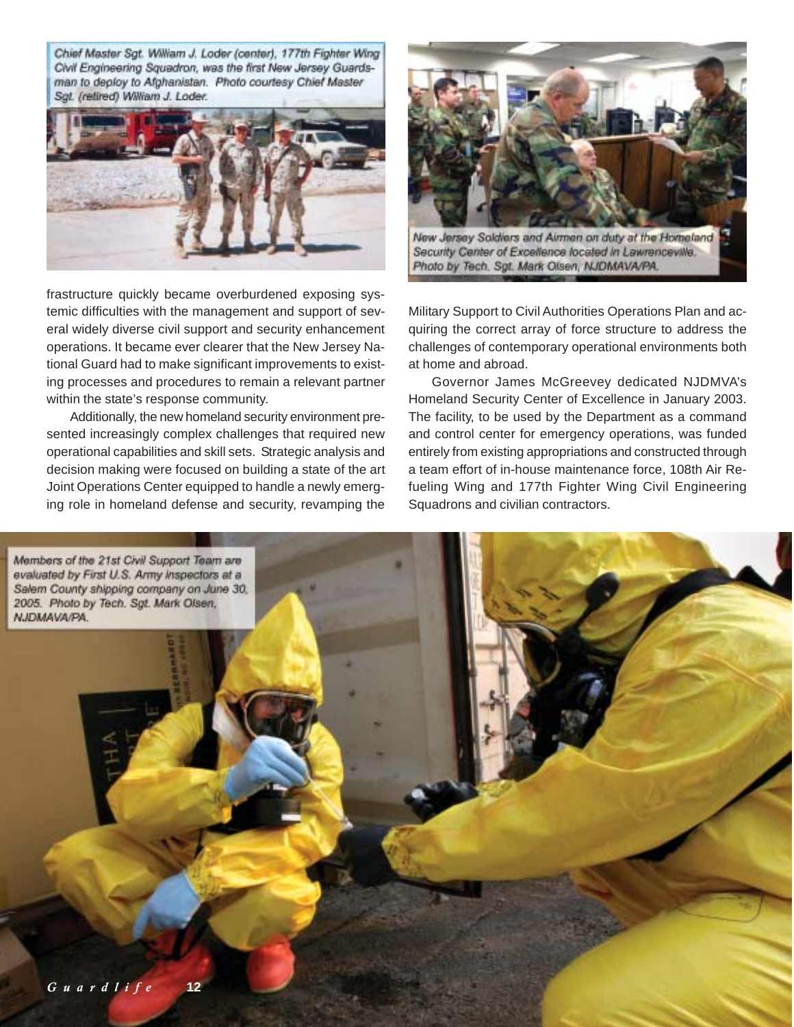Chief Master Sgt. William J. Loder (center), 177th Fighter Wing Civil Engineering Squadron, was the first New Jersey Guardsman to deploy to Afghanistan. Photo courtesy Chief Master Sgt. (retired) William J. Loder.

frastructure quickly became overburdened exposing systemic difficulties with the management and support of several widely diverse civil support and security enhancement operations. It became ever clearer that the New Jersey National Guard had to make significant improvements to existing processes and procedures to remain a relevant partner within the state's response community.

Additionally, the new homeland security environment presented increasingly complex challenges that required new operational capabilities and skill sets. Strategic analysis and decision making were focused on building a state of the art Joint Operations Center equipped to handle a newly emerging role in homeland defense and security, revamping the Military Support to Civil Authorities Operations Plan and acquiring the correct array of force structure to address the challenges of contemporary operational environments both at home and abroad.

New Jersey Soldiers and Airmen on duty at the Homeland Security Center of Excellence located in Lawrenceville. Photo by Tech. Sgt. Mark Olsen, NJDMAVA/PA.

Governor James McGreevey dedicated NJDMVA's Homeland Security Center of Excellence in January 2003. The facility, to be used by the Department as a command and control center for emergency operations, was funded entirely from existing appropriations and constructed through a team effort of in-house maintenance force, 108th Air Refueling Wing and 177th Fighter Wing Civil Engineering Squadrons and civilian contractors.

Members of the 21st Civil Support Team are evaluated by First U.S. Army inspectors at a Salem County shipping company on June 30, 2005. Photo by Tech. Sgt. Mark Olsen, NJDMAVA/PA.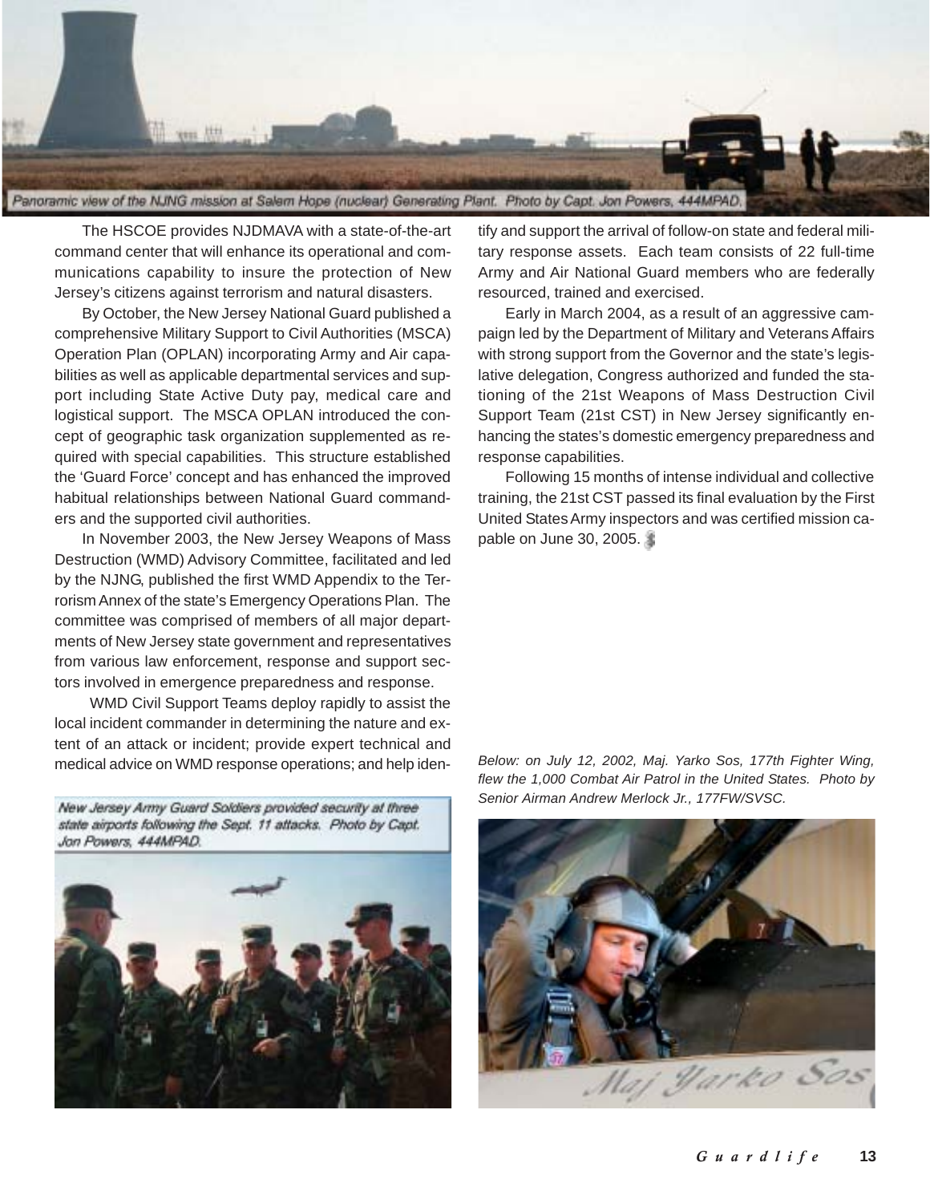Panoramic view of the NJNG mission at Salem Hope (nuclear) Generating Plant. Photo by Capt. Jon Powers, 444MPAD.

The HSCOE provides NJDMAVA with a state-of-the-art command center that will enhance its operational and communications capability to insure the protection of New Jersey's citizens against terrorism and natural disasters.

By October, the New Jersey National Guard published a comprehensive Military Support to Civil Authorities (MSCA) Operation Plan (OPLAN) incorporating Army and Air capabilities as well as applicable departmental services and support including State Active Duty pay, medical care and logistical support. The MSCA OPLAN introduced the concept of geographic task organization supplemented as required with special capabilities. This structure established the 'Guard Force' concept and has enhanced the improved habitual relationships between National Guard commanders and the supported civil authorities.

In November 2003, the New Jersey Weapons of Mass Destruction (WMD) Advisory Committee, facilitated and led by the NJNG, published the first WMD Appendix to the Terrorism Annex of the state's Emergency Operations Plan. The committee was comprised of members of all major departments of New Jersey state government and representatives from various law enforcement, response and support sectors involved in emergence preparedness and response.

WMD Civil Support Teams deploy rapidly to assist the local incident commander in determining the nature and extent of an attack or incident; provide expert technical and medical advice on WMD response operations; and help identify and support the arrival of follow-on state and federal military response assets. Each team consists of 22 full-time Army and Air National Guard members who are federally resourced, trained and exercised.

Early in March 2004, as a result of an aggressive campaign led by the Department of Military and Veterans Affairs with strong support from the Governor and the state's legislative delegation, Congress authorized and funded the stationing of the 21st Weapons of Mass Destruction Civil Support Team (21st CST) in New Jersey significantly enhancing the states's domestic emergency preparedness and response capabilities.

Following 15 months of intense individual and collective training, the 21st CST passed its final evaluation by the First United States Army inspectors and was certified mission capable on June 30, 2005.

New Jersey Army Guard Soldiers provided security at three state airports following the Sept. 11 attacks. Photo by Capt. Jon Powers, 444MPAD.

*Below: on July 12, 2002, Maj. Yarko Sos, 177th Fighter Wing, flew the 1,000 Combat Air Patrol in the United States. Photo by Senior Airman Andrew Merlock Jr., 177FW/SVSC.*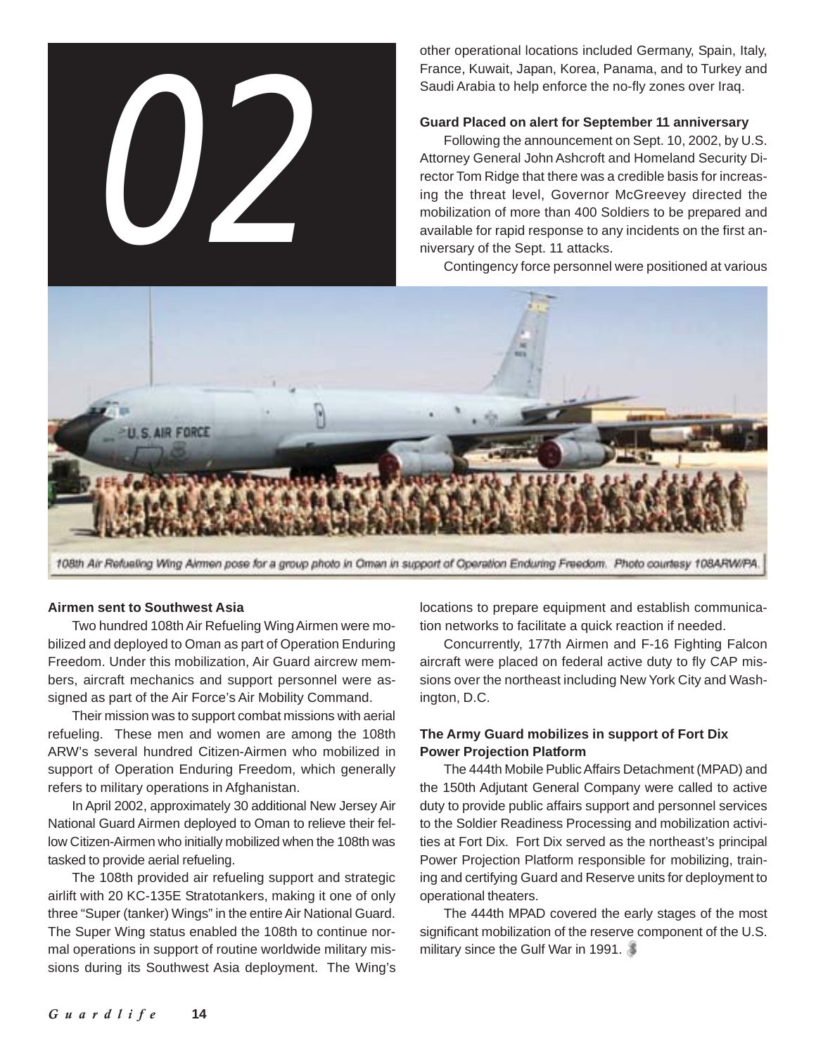# 02

other operational locations included Germany, Spain, Italy, France, Kuwait, Japan, Korea, Panama, and to Turkey and Saudi Arabia to help enforce the no-fly zones over Iraq.

**Guard Placed on alert for September 11 anniversary**

Following the announcement on Sept. 10, 2002, by U.S. Attorney General John Ashcroft and Homeland Security Director Tom Ridge that there was a credible basis for increasing the threat level, Governor McGreevey directed the mobilization of more than 400 Soldiers to be prepared and available for rapid response to any incidents on the first anniversary of the Sept. 11 attacks.

Contingency force personnel were positioned at various locations to prepare equipment and establish communication networks to facilitate a quick reaction if needed.

Concurrently, 177th Airmen and F-16 Fighting Falcon aircraft were placed on federal active duty to fly CAP missions over the northeast including New York City and Washington, D.C.

108th Air Refueling Wing Airmen pose for a group photo in Oman in support of Operation Enduring Freedom. Photo courtesy 108ARW/PA.

**Airmen sent to Southwest Asia**

Two hundred 108th Air Refueling Wing Airmen were mobilized and deployed to Oman as part of Operation Enduring Freedom. Under this mobilization, Air Guard aircrew members, aircraft mechanics and support personnel were assigned as part of the Air Force's Air Mobility Command.

Their mission was to support combat missions with aerial refueling. These men and women are among the 108th ARW's several hundred Citizen-Airmen who mobilized in support of Operation Enduring Freedom, which generally refers to military operations in Afghanistan.

In April 2002, approximately 30 additional New Jersey Air National Guard Airmen deployed to Oman to relieve their fellow Citizen-Airmen who initially mobilized when the 108th was tasked to provide aerial refueling.

The 108th provided air refueling support and strategic airlift with 20 KC-135E Stratotankers, making it one of only three "Super (tanker) Wings" in the entire Air National Guard. The Super Wing status enabled the 108th to continue normal operations in support of routine worldwide military missions during its Southwest Asia deployment. The Wing's

**The Army Guard mobilizes in support of Fort Dix Power Projection Platform**

The 444th Mobile Public Affairs Detachment (MPAD) and the 150th Adjutant General Company were called to active duty to provide public affairs support and personnel services to the Soldier Readiness Processing and mobilization activities at Fort Dix. Fort Dix served as the northeast's principal Power Projection Platform responsible for mobilizing, training and certifying Guard and Reserve units for deployment to operational theaters.

The 444th MPAD covered the early stages of the most significant mobilization of the reserve component of the U.S. military since the Gulf War in 1991.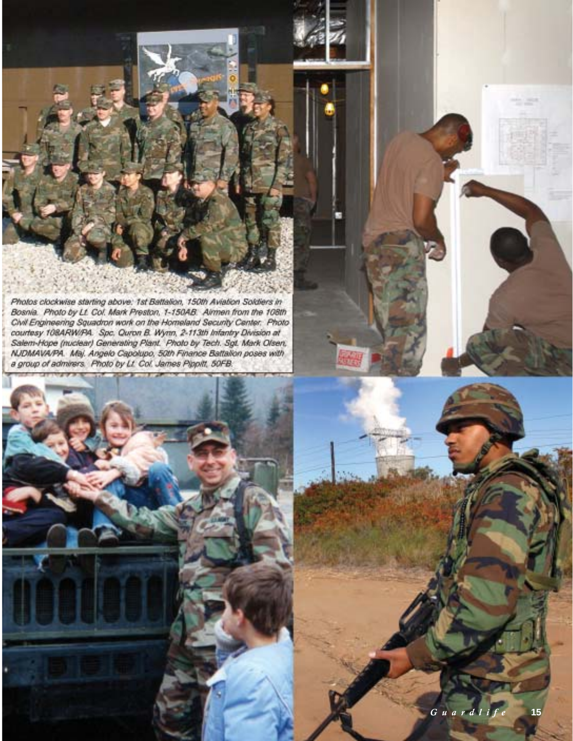*Photos clockwise starting above: 1st Battalion, 150th Aviation Soldiers in Bosnia. Photo by Lt. Col. Mark Preston, 1-150AB. Airmen from the 108th Civil Engineering Squadron work on the Homeland Security Center. Photo courtesy 108ARW/PA. Spc. Quron B. Wynn, 2-113th Infantry Division at Salem-Hope (nuclear) Generating Plant. Photo by Tech. Sgt. Mark Olsen, NJDMAVA/PA. Maj. Angelo Capolupo, 50th Finance Battalion poses with a group of admirers. Photo by Lt. Col. James Pippitt, 50FB.*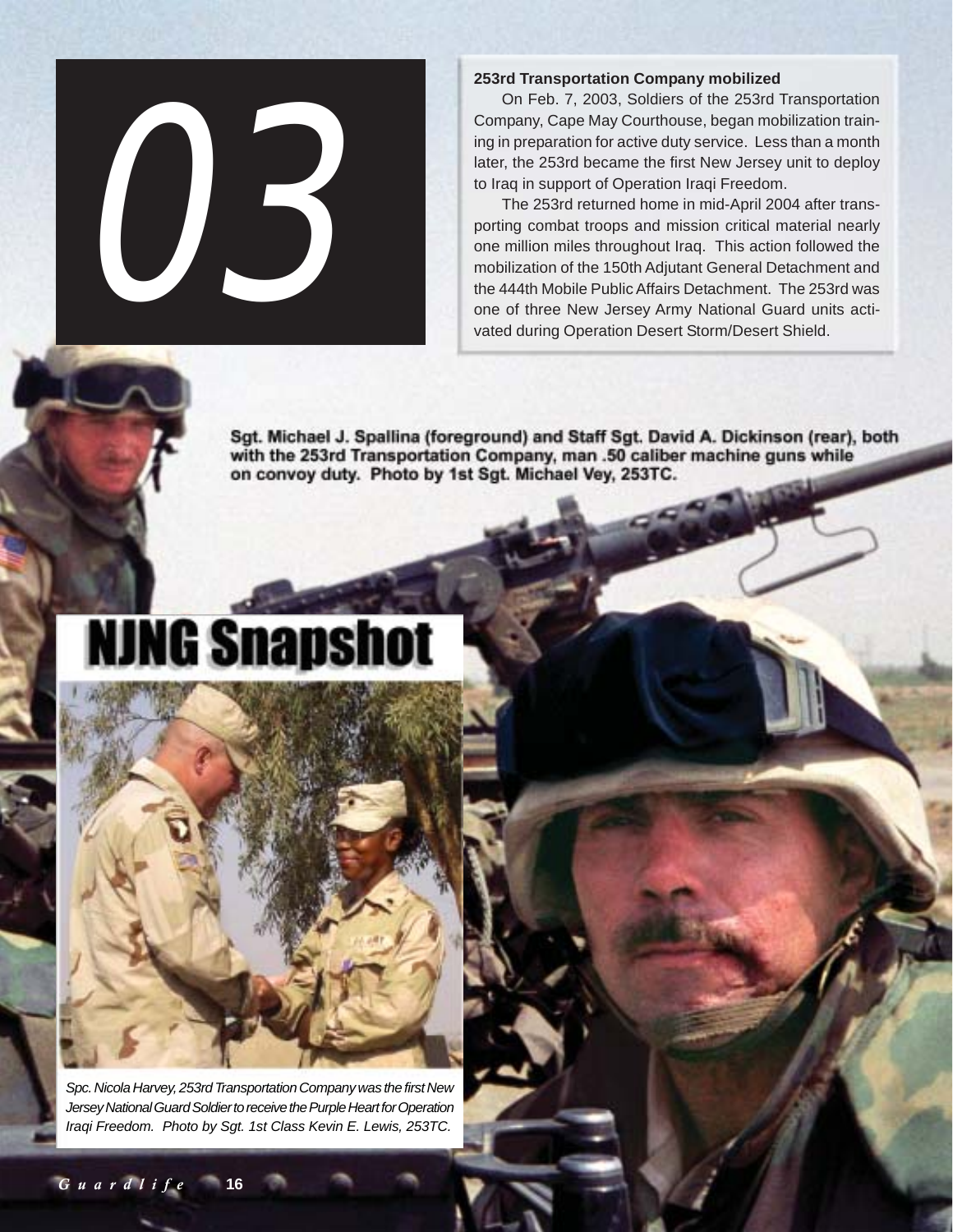# 03

**253rd Transportation Company mobilized**

On Feb. 7, 2003, Soldiers of the 253rd Transportation Company, Cape May Courthouse, began mobilization training in preparation for active duty service. Less than a month later, the 253rd became the first New Jersey unit to deploy to Iraq in support of Operation Iraqi Freedom.

The 253rd returned home in mid-April 2004 after transporting combat troops and mission critical material nearly one million miles throughout Iraq. This action followed the mobilization of the 150th Adjutant General Detachment and the 444th Mobile Public Affairs Detachment. The 253rd was one of three New Jersey Army National Guard units activated during Operation Desert Storm/Desert Shield.

Sgt. Michael J. Spallina (foreground) and Staff Sgt. David A. Dickinson (rear), both with the 253rd Transportation Company, man .50 caliber machine guns while on convoy duty. Photo by 1st Sgt. Michael Vey, 253TC.

## NJNG Snapshot

*Spc. Nicola Harvey, 253rd Transportation Company was the first New Jersey National Guard Soldier to receive the Purple Heart for Operation Iraqi Freedom. Photo by Sgt. 1st Class Kevin E. Lewis, 253TC.*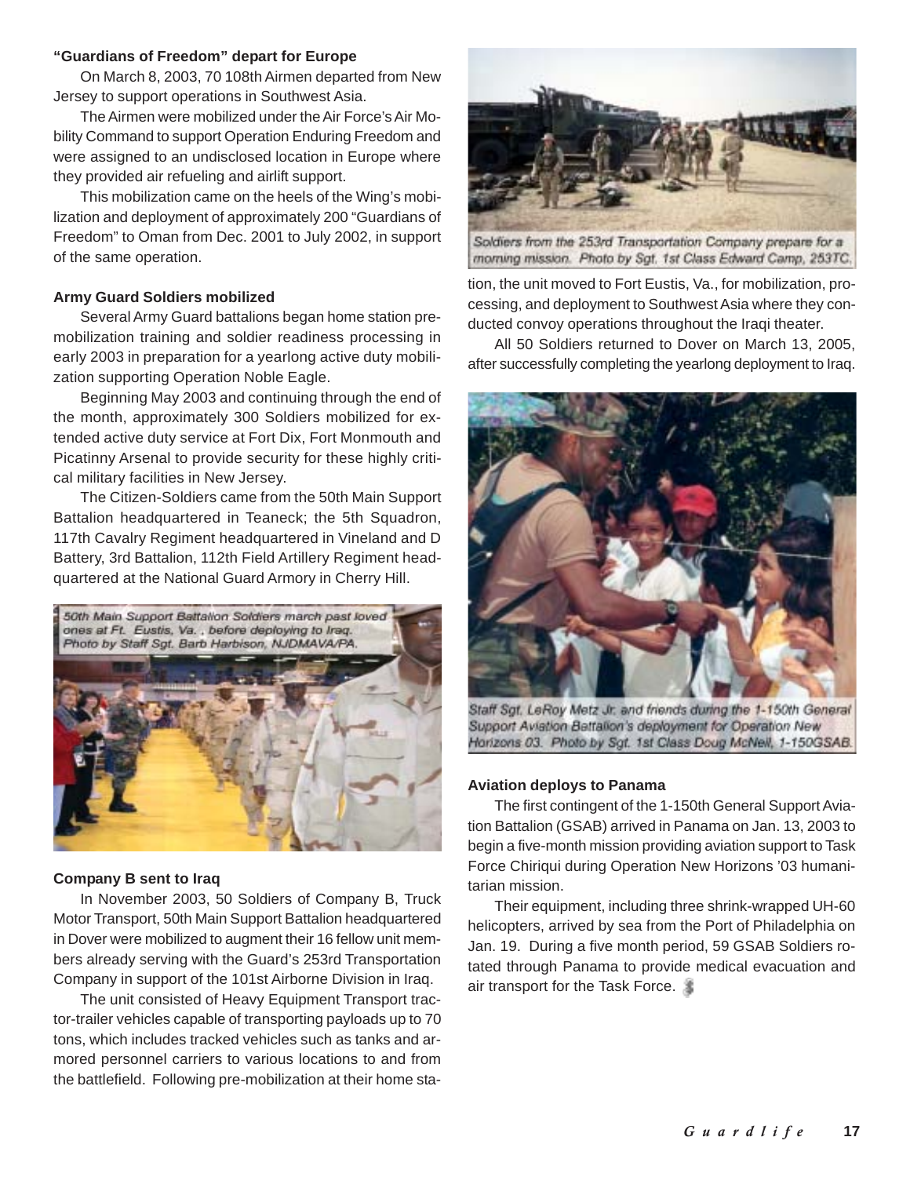### "Guardians of Freedom" depart for Europe

On March 8, 2003, 70 108th Airmen departed from New Jersey to support operations in Southwest Asia.

The Airmen were mobilized under the Air Force's Air Mobility Command to support Operation Enduring Freedom and were assigned to an undisclosed location in Europe where they provided air refueling and airlift support.

This mobilization came on the heels of the Wing's mobilization and deployment of approximately 200 "Guardians of Freedom" to Oman from Dec. 2001 to July 2002, in support of the same operation.

### Army Guard Soldiers mobilized

Several Army Guard battalions began home station pre-mobilization training and soldier readiness processing in early 2003 in preparation for a yearlong active duty mobilization supporting Operation Noble Eagle.

Beginning May 2003 and continuing through the end of the month, approximately 300 Soldiers mobilized for extended active duty service at Fort Dix, Fort Monmouth and Picatinny Arsenal to provide security for these highly critical military facilities in New Jersey.

The Citizen-Soldiers came from the 50th Main Support Battalion headquartered in Teaneck; the 5th Squadron, 117th Cavalry Regiment headquartered in Vineland and D Battery, 3rd Battalion, 112th Field Artillery Regiment headquartered at the National Guard Armory in Cherry Hill.

50th Main Support Battalion Soldiers march past loved ones at Ft. Eustis, Va. , before deploying to Iraq. Photo by Staff Sgt. Barb Harbison, NJDMAVA/PA.

### Company B sent to Iraq

In November 2003, 50 Soldiers of Company B, Truck Motor Transport, 50th Main Support Battalion headquartered in Dover were mobilized to augment their 16 fellow unit members already serving with the Guard's 253rd Transportation Company in support of the 101st Airborne Division in Iraq.

The unit consisted of Heavy Equipment Transport tractor-trailer vehicles capable of transporting payloads up to 70 tons, which includes tracked vehicles such as tanks and armored personnel carriers to various locations to and from the battlefield. Following pre-mobilization at their home station, the unit moved to Fort Eustis, Va., for mobilization, processing, and deployment to Southwest Asia where they conducted convoy operations throughout the Iraqi theater.

All 50 Soldiers returned to Dover on March 13, 2005, after successfully completing the yearlong deployment to Iraq.

Soldiers from the 253rd Transportation Company prepare for a morning mission. Photo by Sgt. 1st Class Edward Camp, 253TC.

Staff Sgt. LeRoy Metz Jr. and friends during the 1-150th General Support Aviation Battalion's deployment for Operation New Horizons 03. Photo by Sgt. 1st Class Doug McNeil, 1-150GSAB.

### Aviation deploys to Panama

The first contingent of the 1-150th General Support Aviation Battalion (GSAB) arrived in Panama on Jan. 13, 2003 to begin a five-month mission providing aviation support to Task Force Chiriqui during Operation New Horizons '03 humanitarian mission.

Their equipment, including three shrink-wrapped UH-60 helicopters, arrived by sea from the Port of Philadelphia on Jan. 19. During a five month period, 59 GSAB Soldiers rotated through Panama to provide medical evacuation and air transport for the Task Force.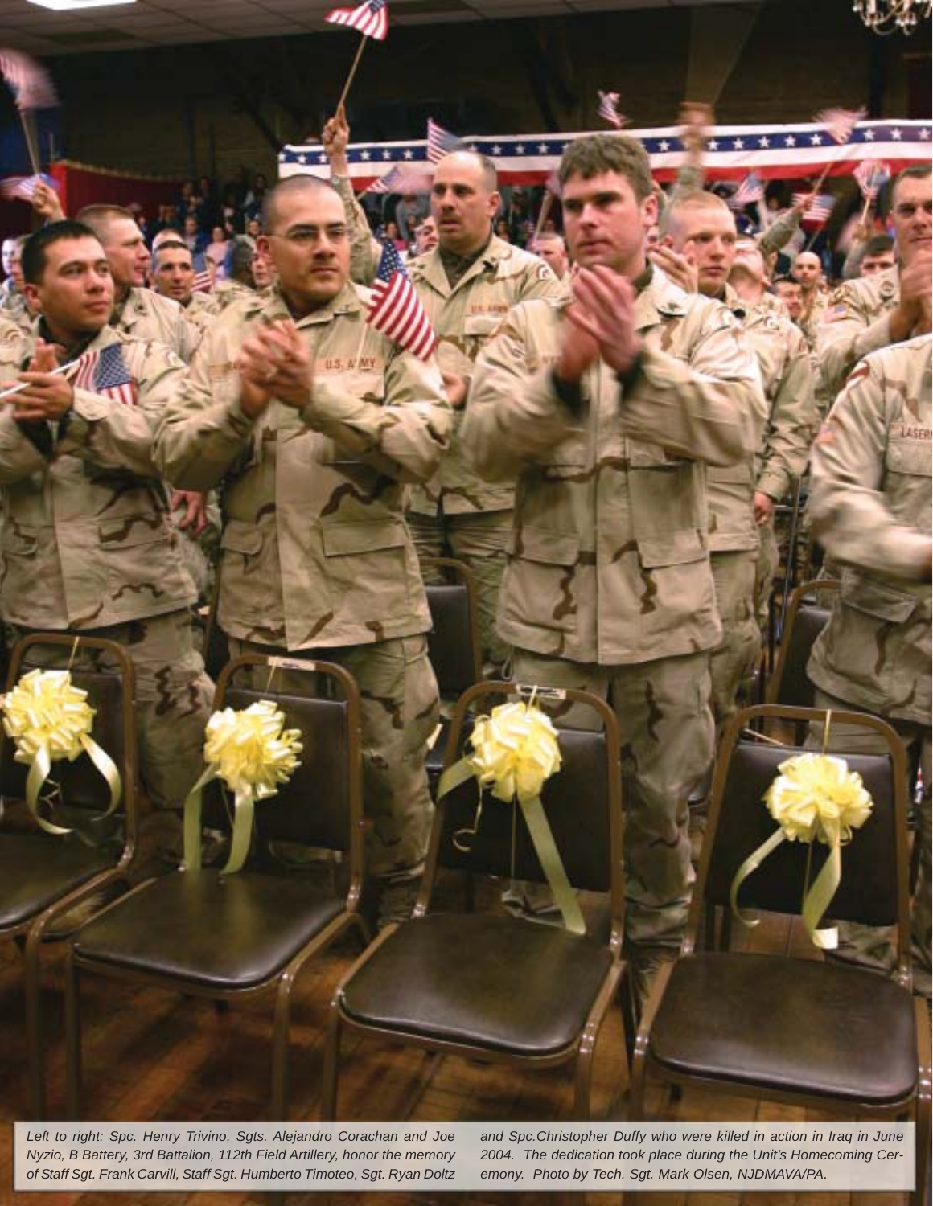*Left to right: Spc. Henry Trivino, Sgts. Alejandro Corachan and Joe Nyzio, B Battery, 3rd Battalion, 112th Field Artillery, honor the memory of Staff Sgt. Frank Carvill, Staff Sgt. Humberto Timoteo, Sgt. Ryan Doltz and Spc.Christopher Duffy who were killed in action in Iraq in June 2004. The dedication took place during the Unit's Homecoming Ceremony. Photo by Tech. Sgt. Mark Olsen, NJDMAVA/PA.*